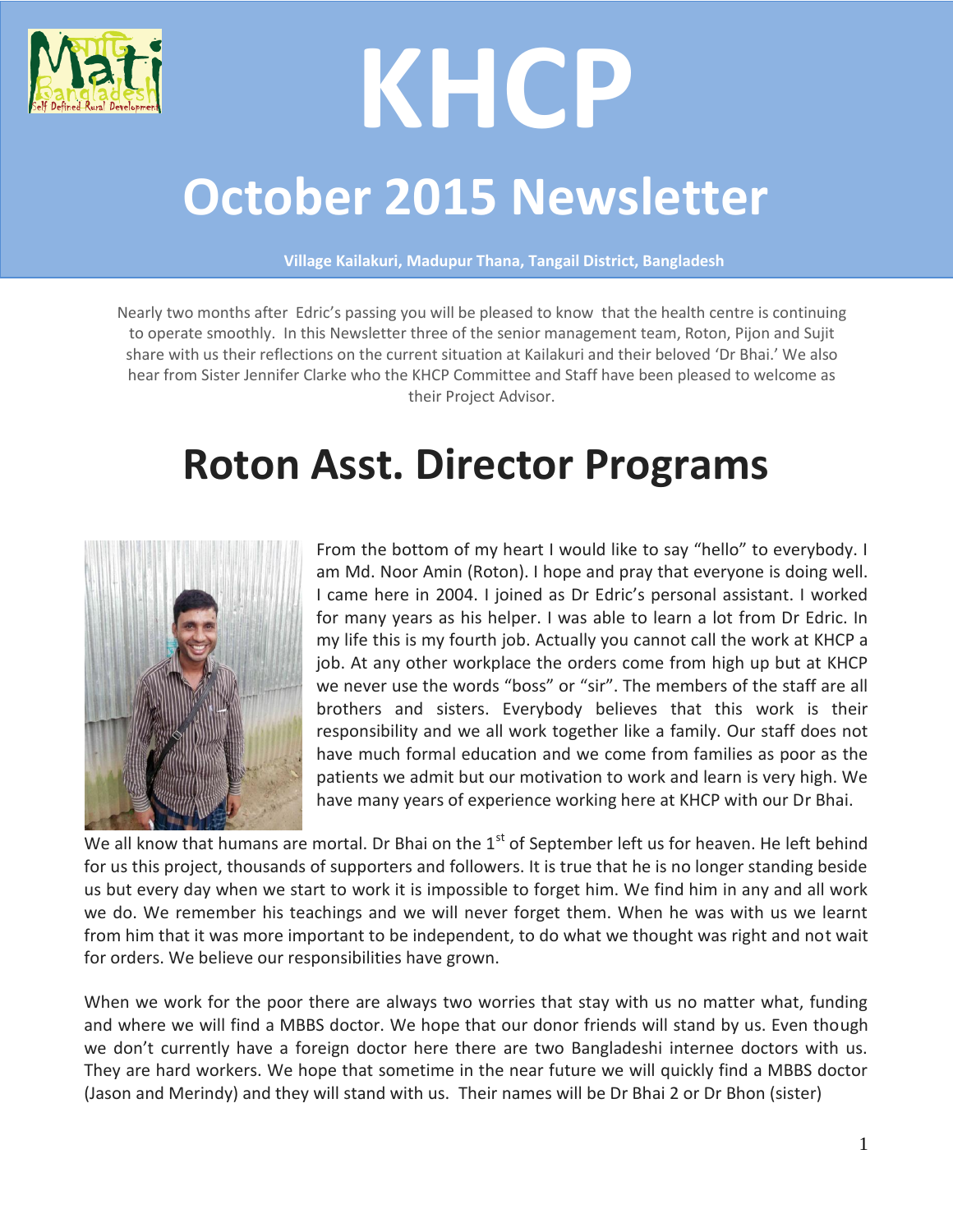# KHCP

# October 2015 Newsletter

**Village Kailakuri, Madupur Thana, Tangail District, Bangladesh**

Nearly two months after Edric's passing you will be pleased to know that the health centre is continuing to operate smoothly. In this Newsletter three of the senior management team, Roton, Pijon and Sujit share with us their reflections on the current situation at Kailakuri and their beloved 'Dr Bhai.' We also hear from Sister Jennifer Clarke who the KHCP Committee and Staff have been pleased to welcome as their Project Advisor.

## Roton Asst. Director Programs

From the bottom of my heart I would like to say "hello" to everybody. I am Md. Noor Amin (Roton). I hope and pray that everyone is doing well. I came here in 2004. I joined as Dr Edric's personal assistant. I worked for many years as his helper. I was able to learn a lot from Dr Edric. In my life this is my fourth job. Actually you cannot call the work at KHCP a job. At any other workplace the orders come from high up but at KHCP we never use the words "boss" or "sir". The members of the staff are all brothers and sisters. Everybody believes that this work is their responsibility and we all work together like a family. Our staff does not have much formal education and we come from families as poor as the patients we admit but our motivation to work and learn is very high. We have many years of experience working here at KHCP with our Dr Bhai.

We all know that humans are mortal. Dr Bhai on the 1st of September left us for heaven. He left behind for us this project, thousands of supporters and followers. It is true that he is no longer standing beside us but every day when we start to work it is impossible to forget him. We find him in any and all work we do. We remember his teachings and we will never forget them. When he was with us we learnt from him that it was more important to be independent, to do what we thought was right and not wait for orders. We believe our responsibilities have grown.

When we work for the poor there are always two worries that stay with us no matter what, funding and where we will find a MBBS doctor. We hope that our donor friends will stand by us. Even though we don't currently have a foreign doctor here there are two Bangladeshi internee doctors with us. They are hard workers. We hope that sometime in the near future we will quickly find a MBBS doctor (Jason and Merindy) and they will stand with us. Their names will be Dr Bhai 2 or Dr Bhon (sister)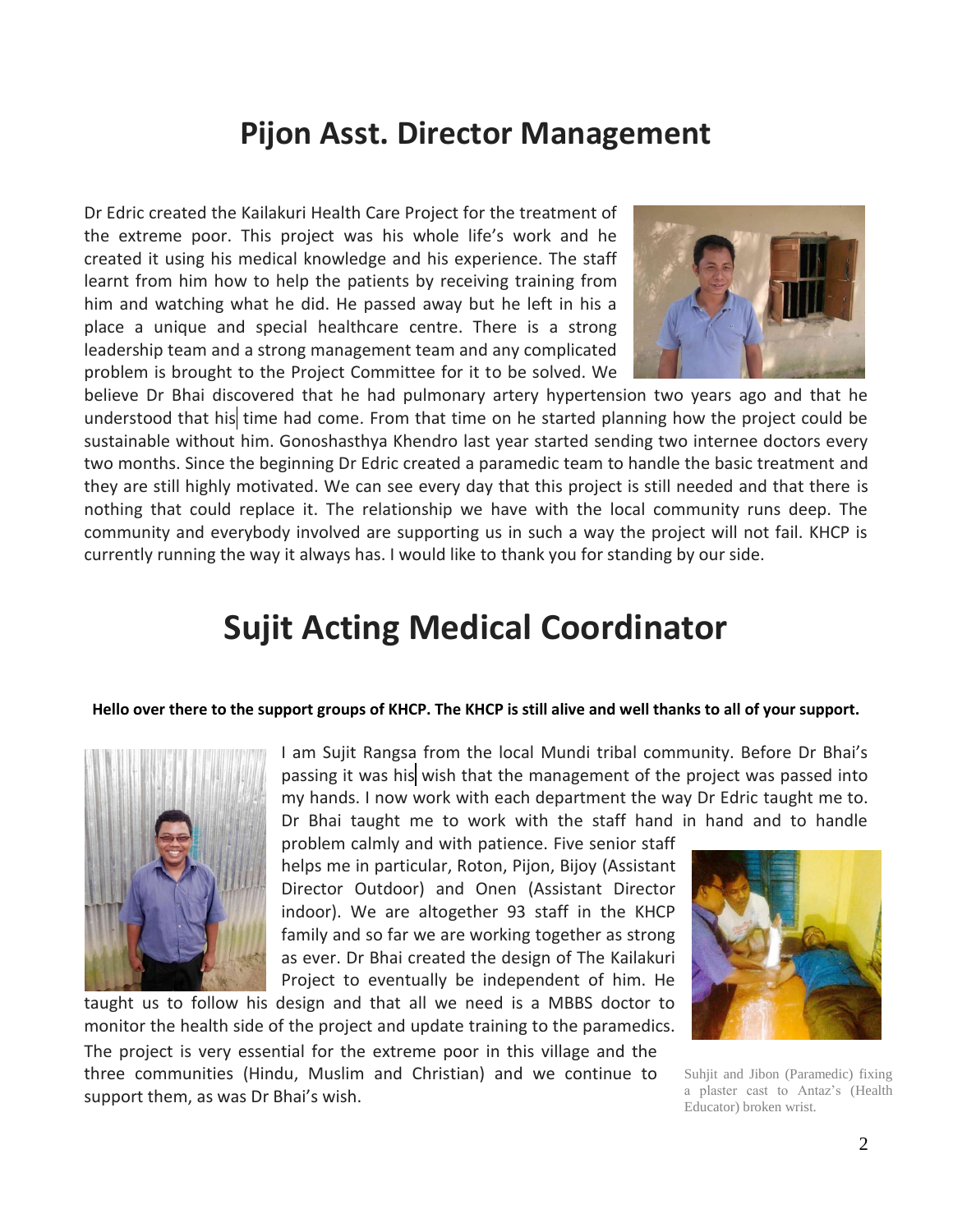# Pijon Asst. Director Management

Dr Edric created the Kailakuri Health Care Project for the treatment of the extreme poor. This project was his whole life's work and he created it using his medical knowledge and his experience. The staff learnt from him how to help the patients by receiving training from him and watching what he did. He passed away but he left in his a place a unique and special healthcare centre. There is a strong leadership team and a strong management team and any complicated problem is brought to the Project Committee for it to be solved. We believe Dr Bhai discovered that he had pulmonary artery hypertension two years ago and that he understood that his time had come. From that time on he started planning how the project could be sustainable without him. Gonoshasthya Khendro last year started sending two internee doctors every two months. Since the beginning Dr Edric created a paramedic team to handle the basic treatment and they are still highly motivated. We can see every day that this project is still needed and that there is nothing that could replace it. The relationship we have with the local community runs deep. The community and everybody involved are supporting us in such a way the project will not fail. KHCP is currently running the way it always has. I would like to thank you for standing by our side.

# Sujit Acting Medical Coordinator

**Hello over there to the support groups of KHCP. The KHCP is still alive and well thanks to all of your support.**

I am Sujit Rangsa from the local Mundi tribal community. Before Dr Bhai's passing it was his wish that the management of the project was passed into my hands. I now work with each department the way Dr Edric taught me to. Dr Bhai taught me to work with the staff hand in hand and to handle problem calmly and with patience. Five senior staff helps me in particular, Roton, Pijon, Bijoy (Assistant Director Outdoor) and Onen (Assistant Director indoor). We are altogether 93 staff in the KHCP family and so far we are working together as strong as ever. Dr Bhai created the design of The Kailakuri Project to eventually be independent of him. He taught us to follow his design and that all we need is a MBBS doctor to monitor the health side of the project and update training to the paramedics.

The project is very essential for the extreme poor in this village and the three communities (Hindu, Muslim and Christian) and we continue to support them, as was Dr Bhai's wish.

Suhjit and Jibon (Paramedic) fixing a plaster cast to Antaz's (Health Educator) broken wrist.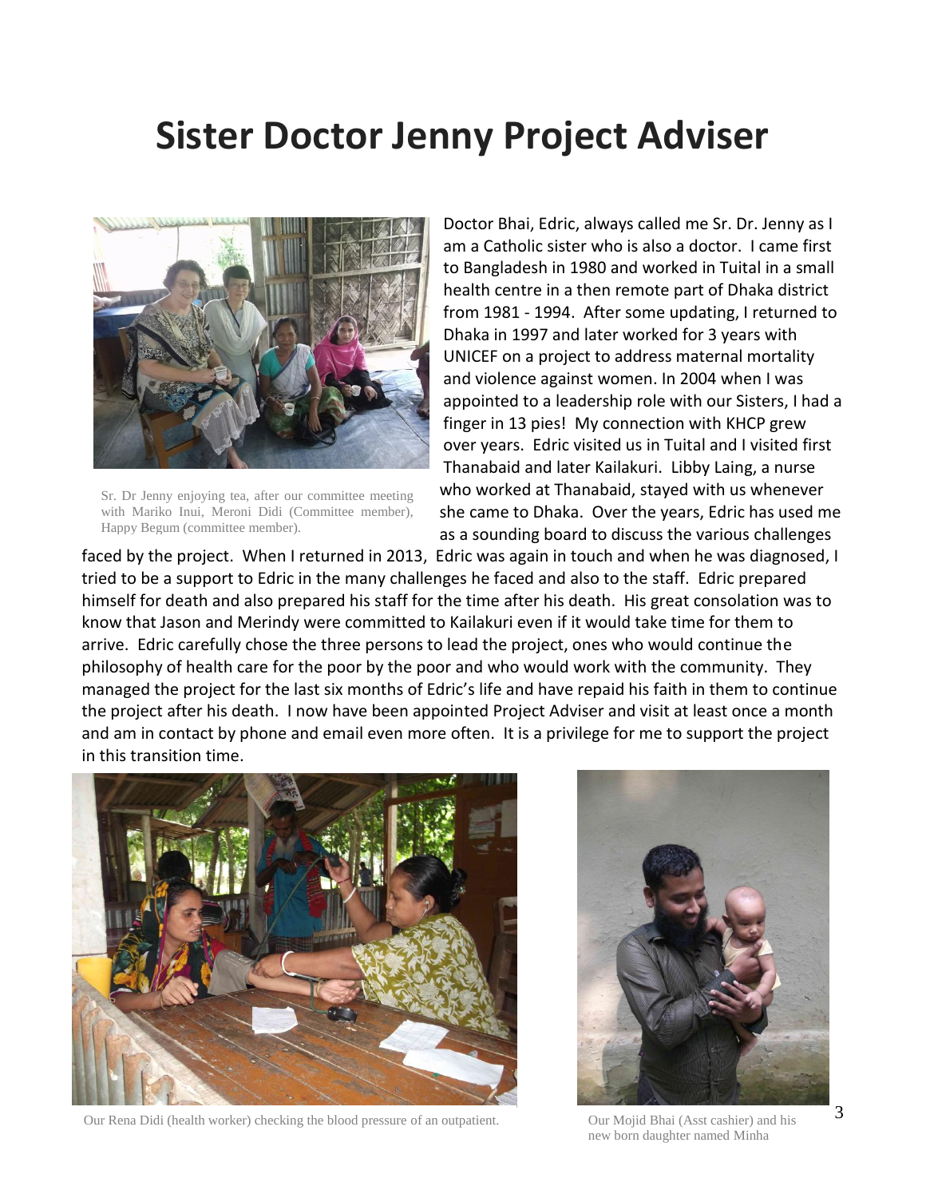# Sister Doctor Jenny Project Adviser

Sr. Dr Jenny enjoying tea, after our committee meeting with Mariko Inui, Meroni Didi (Committee member), Happy Begum (committee member).

Doctor Bhai, Edric, always called me Sr. Dr. Jenny as I am a Catholic sister who is also a doctor. I came first to Bangladesh in 1980 and worked in Tuital in a small health centre in a then remote part of Dhaka district from 1981 - 1994. After some updating, I returned to Dhaka in 1997 and later worked for 3 years with UNICEF on a project to address maternal mortality and violence against women. In 2004 when I was appointed to a leadership role with our Sisters, I had a finger in 13 pies! My connection with KHCP grew over years. Edric visited us in Tuital and I visited first Thanabaid and later Kailakuri. Libby Laing, a nurse who worked at Thanabaid, stayed with us whenever she came to Dhaka. Over the years, Edric has used me as a sounding board to discuss the various challenges faced by the project. When I returned in 2013, Edric was again in touch and when he was diagnosed, I tried to be a support to Edric in the many challenges he faced and also to the staff. Edric prepared himself for death and also prepared his staff for the time after his death. His great consolation was to know that Jason and Merindy were committed to Kailakuri even if it would take time for them to arrive. Edric carefully chose the three persons to lead the project, ones who would continue the philosophy of health care for the poor by the poor and who would work with the community. They managed the project for the last six months of Edric's life and have repaid his faith in them to continue the project after his death. I now have been appointed Project Adviser and visit at least once a month and am in contact by phone and email even more often. It is a privilege for me to support the project in this transition time.

Our Rena Didi (health worker) checking the blood pressure of an outpatient.

Our Mojid Bhai (Asst cashier) and his new born daughter named Minha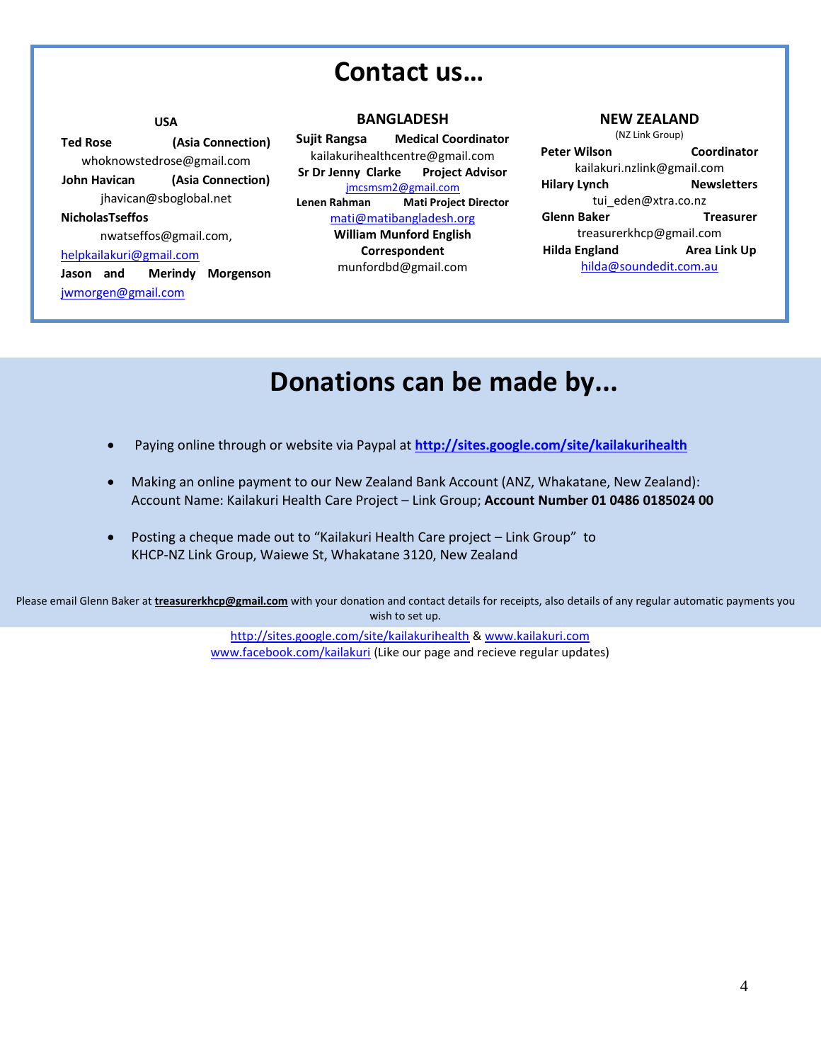# Contact us…

### USA

**Ted Rose** **(Asia Connection)**
whoknowstedrose@gmail.com

**John Havican** **(Asia Connection)**
jhavican@sboglobal.net

**NicholasTseffos**
nwatseffos@gmail.com,
helpkailakuri@gmail.com

**Jason and Merindy Morgenson**
jwmorgen@gmail.com

### BANGLADESH

**Sujit Rangsa** **Medical Coordinator**
kailakurihealthcentre@gmail.com

**Sr Dr Jenny Clarke** **Project Advisor**
jmcsmsm2@gmail.com

**Lenen Rahman** **Mati Project Director**
mati@matibangladesh.org

**William Munford English Correspondent**
munfordbd@gmail.com

### NEW ZEALAND

(NZ Link Group)

**Peter Wilson** **Coordinator**
kailakuri.nzlink@gmail.com

**Hilary Lynch** **Newsletters**
tui_eden@xtra.co.nz

**Glenn Baker** **Treasurer**
treasurerkhcp@gmail.com

**Hilda England** **Area Link Up**
hilda@soundedit.com.au

# Donations can be made by...

- Paying online through or website via Paypal at **http://sites.google.com/site/kailakurihealth**
- Making an online payment to our New Zealand Bank Account (ANZ, Whakatane, New Zealand): Account Name: Kailakuri Health Care Project – Link Group; **Account Number 01 0486 0185024 00**
- Posting a cheque made out to "Kailakuri Health Care project – Link Group" to KHCP-NZ Link Group, Waiewe St, Whakatane 3120, New Zealand

Please email Glenn Baker at **treasurerkhcp@gmail.com** with your donation and contact details for receipts, also details of any regular automatic payments you wish to set up.

http://sites.google.com/site/kailakurihealth & www.kailakuri.com
www.facebook.com/kailakuri (Like our page and recieve regular updates)